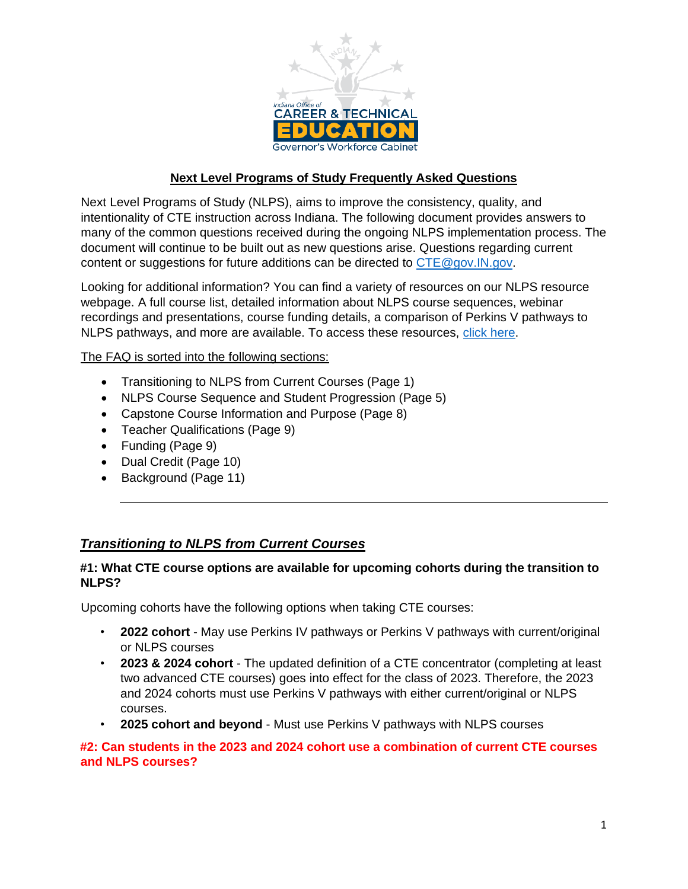# Next Level Programs of Study Frequently Asked Questions

Next Level Programs of Study (NLPS), aims to improve the consistency, quality, and intentionality of CTE instruction across Indiana. The following document provides answers to many of the common questions received during the ongoing NLPS implementation process. The document will continue to be built out as new questions arise. Questions regarding current content or suggestions for future additions can be directed to [CTE@gov.IN.gov](mailto:CTE@gov.IN.gov).

Looking for additional information? You can find a variety of resources on our NLPS resource webpage. A full course list, detailed information about NLPS course sequences, webinar recordings and presentations, course funding details, a comparison of Perkins V pathways to NLPS pathways, and more are available. To access these resources, click here.

The FAQ is sorted into the following sections:

- Transitioning to NLPS from Current Courses (Page 1)
- NLPS Course Sequence and Student Progression (Page 5)
- Capstone Course Information and Purpose (Page 8)
- Teacher Qualifications (Page 9)
- Funding (Page 9)
- Dual Credit (Page 10)
- Background (Page 11)

---

## *Transitioning to NLPS from Current Courses*

### #1: What CTE course options are available for upcoming cohorts during the transition to NLPS?

Upcoming cohorts have the following options when taking CTE courses:

- **2022 cohort** - May use Perkins IV pathways or Perkins V pathways with current/original or NLPS courses
- **2023 & 2024 cohort** - The updated definition of a CTE concentrator (completing at least two advanced CTE courses) goes into effect for the class of 2023. Therefore, the 2023 and 2024 cohorts must use Perkins V pathways with either current/original or NLPS courses.
- **2025 cohort and beyond** - Must use Perkins V pathways with NLPS courses

### #2: Can students in the 2023 and 2024 cohort use a combination of current CTE courses and NLPS courses?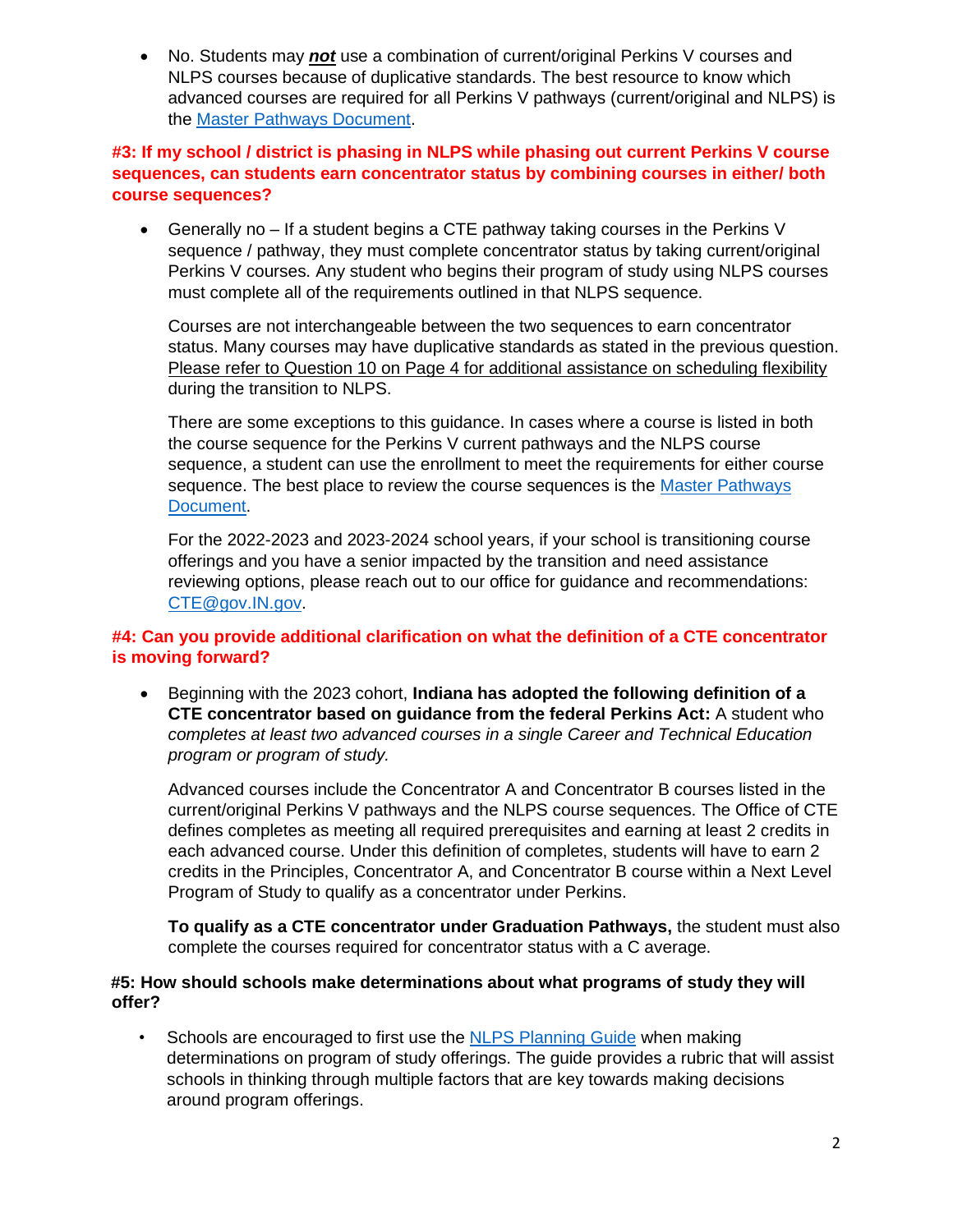- No. Students may ***not*** use a combination of current/original Perkins V courses and NLPS courses because of duplicative standards. The best resource to know which advanced courses are required for all Perkins V pathways (current/original and NLPS) is the [Master Pathways Document](#).

**#3: If my school / district is phasing in NLPS while phasing out current Perkins V course sequences, can students earn concentrator status by combining courses in either/ both course sequences?**

- Generally no – If a student begins a CTE pathway taking courses in the Perkins V sequence / pathway, they must complete concentrator status by taking current/original Perkins V courses. Any student who begins their program of study using NLPS courses must complete all of the requirements outlined in that NLPS sequence.

  Courses are not interchangeable between the two sequences to earn concentrator status. Many courses may have duplicative standards as stated in the previous question. Please refer to Question 10 on Page 4 for additional assistance on scheduling flexibility during the transition to NLPS.

  There are some exceptions to this guidance. In cases where a course is listed in both the course sequence for the Perkins V current pathways and the NLPS course sequence, a student can use the enrollment to meet the requirements for either course sequence. The best place to review the course sequences is the [Master Pathways Document](#).

  For the 2022-2023 and 2023-2024 school years, if your school is transitioning course offerings and you have a senior impacted by the transition and need assistance reviewing options, please reach out to our office for guidance and recommendations: [CTE@gov.IN.gov](mailto:CTE@gov.IN.gov).

**#4: Can you provide additional clarification on what the definition of a CTE concentrator is moving forward?**

- Beginning with the 2023 cohort, **Indiana has adopted the following definition of a CTE concentrator based on guidance from the federal Perkins Act:** A student who *completes at least two advanced courses in a single Career and Technical Education program or program of study.*

  Advanced courses include the Concentrator A and Concentrator B courses listed in the current/original Perkins V pathways and the NLPS course sequences. The Office of CTE defines completes as meeting all required prerequisites and earning at least 2 credits in each advanced course. Under this definition of completes, students will have to earn 2 credits in the Principles, Concentrator A, and Concentrator B course within a Next Level Program of Study to qualify as a concentrator under Perkins.

  **To qualify as a CTE concentrator under Graduation Pathways,** the student must also complete the courses required for concentrator status with a C average.

**#5: How should schools make determinations about what programs of study they will offer?**

- Schools are encouraged to first use the [NLPS Planning Guide](#) when making determinations on program of study offerings. The guide provides a rubric that will assist schools in thinking through multiple factors that are key towards making decisions around program offerings.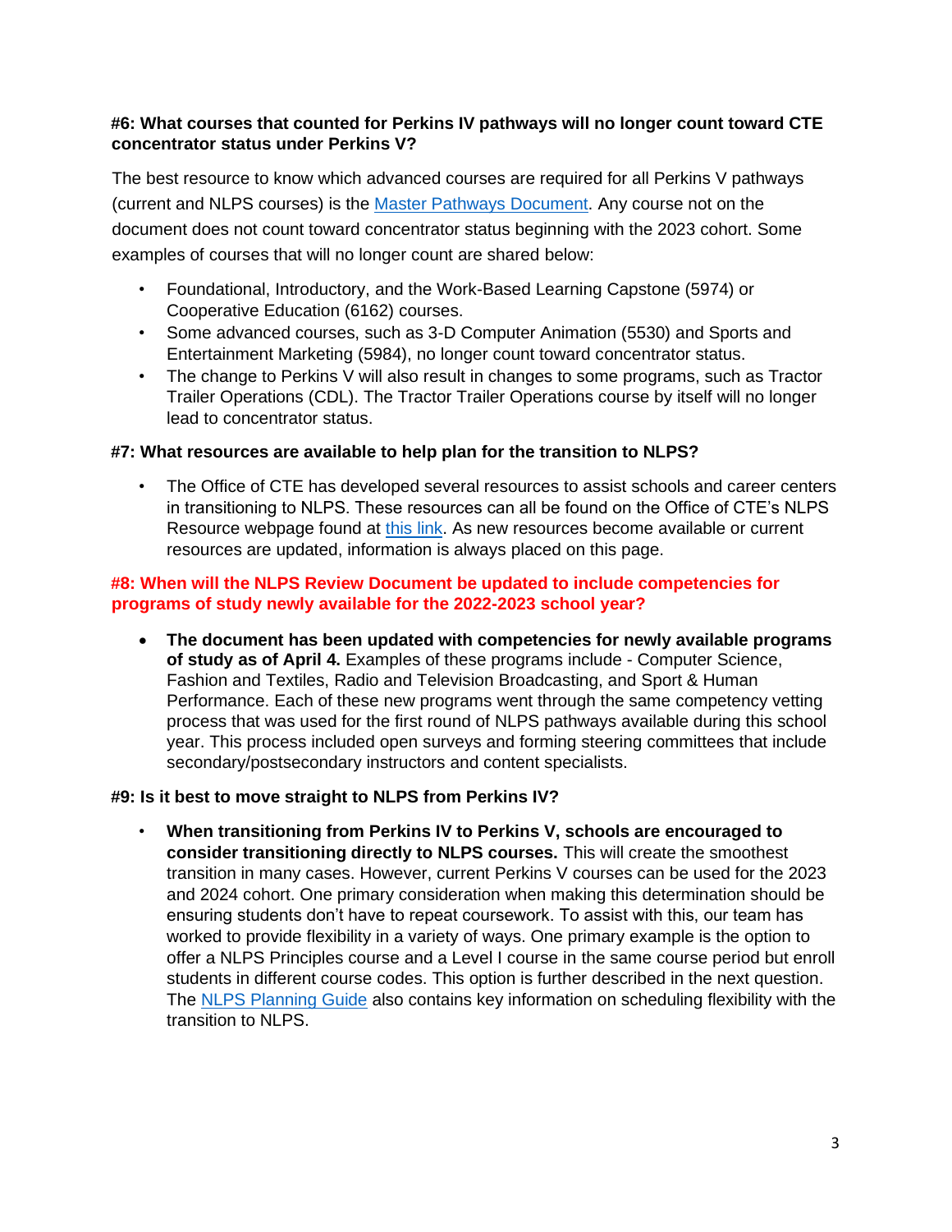**#6: What courses that counted for Perkins IV pathways will no longer count toward CTE concentrator status under Perkins V?**

The best resource to know which advanced courses are required for all Perkins V pathways (current and NLPS courses) is the [Master Pathways Document](). Any course not on the document does not count toward concentrator status beginning with the 2023 cohort. Some examples of courses that will no longer count are shared below:

- Foundational, Introductory, and the Work-Based Learning Capstone (5974) or Cooperative Education (6162) courses.
- Some advanced courses, such as 3-D Computer Animation (5530) and Sports and Entertainment Marketing (5984), no longer count toward concentrator status.
- The change to Perkins V will also result in changes to some programs, such as Tractor Trailer Operations (CDL). The Tractor Trailer Operations course by itself will no longer lead to concentrator status.

**#7: What resources are available to help plan for the transition to NLPS?**

- The Office of CTE has developed several resources to assist schools and career centers in transitioning to NLPS. These resources can all be found on the Office of CTE's NLPS Resource webpage found at [this link](). As new resources become available or current resources are updated, information is always placed on this page.

**#8: When will the NLPS Review Document be updated to include competencies for programs of study newly available for the 2022-2023 school year?**

- **The document has been updated with competencies for newly available programs of study as of April 4.** Examples of these programs include - Computer Science, Fashion and Textiles, Radio and Television Broadcasting, and Sport & Human Performance. Each of these new programs went through the same competency vetting process that was used for the first round of NLPS pathways available during this school year. This process included open surveys and forming steering committees that include secondary/postsecondary instructors and content specialists.

**#9: Is it best to move straight to NLPS from Perkins IV?**

- **When transitioning from Perkins IV to Perkins V, schools are encouraged to consider transitioning directly to NLPS courses.** This will create the smoothest transition in many cases. However, current Perkins V courses can be used for the 2023 and 2024 cohort. One primary consideration when making this determination should be ensuring students don't have to repeat coursework. To assist with this, our team has worked to provide flexibility in a variety of ways. One primary example is the option to offer a NLPS Principles course and a Level I course in the same course period but enroll students in different course codes. This option is further described in the next question. The [NLPS Planning Guide]() also contains key information on scheduling flexibility with the transition to NLPS.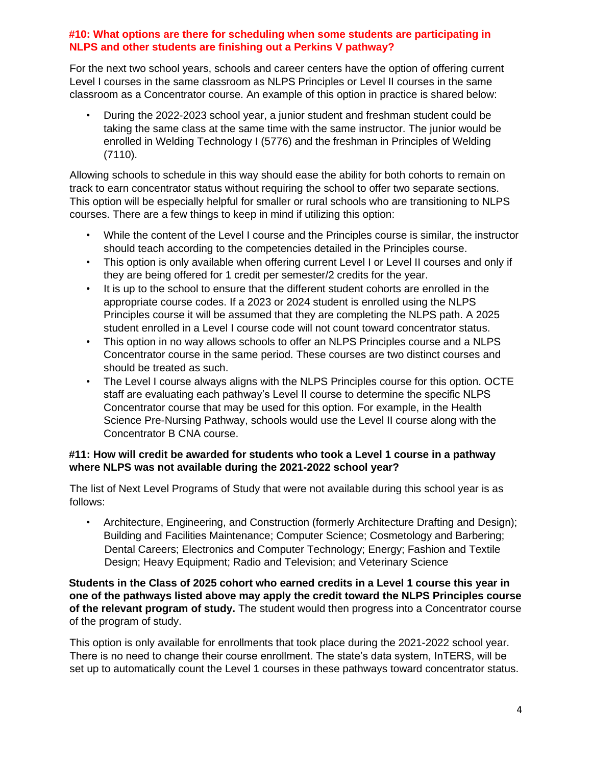### #10: What options are there for scheduling when some students are participating in NLPS and other students are finishing out a Perkins V pathway?

For the next two school years, schools and career centers have the option of offering current Level I courses in the same classroom as NLPS Principles or Level II courses in the same classroom as a Concentrator course. An example of this option in practice is shared below:

- During the 2022-2023 school year, a junior student and freshman student could be taking the same class at the same time with the same instructor. The junior would be enrolled in Welding Technology I (5776) and the freshman in Principles of Welding (7110).

Allowing schools to schedule in this way should ease the ability for both cohorts to remain on track to earn concentrator status without requiring the school to offer two separate sections. This option will be especially helpful for smaller or rural schools who are transitioning to NLPS courses. There are a few things to keep in mind if utilizing this option:

- While the content of the Level I course and the Principles course is similar, the instructor should teach according to the competencies detailed in the Principles course.
- This option is only available when offering current Level I or Level II courses and only if they are being offered for 1 credit per semester/2 credits for the year.
- It is up to the school to ensure that the different student cohorts are enrolled in the appropriate course codes. If a 2023 or 2024 student is enrolled using the NLPS Principles course it will be assumed that they are completing the NLPS path. A 2025 student enrolled in a Level I course code will not count toward concentrator status.
- This option in no way allows schools to offer an NLPS Principles course and a NLPS Concentrator course in the same period. These courses are two distinct courses and should be treated as such.
- The Level I course always aligns with the NLPS Principles course for this option. OCTE staff are evaluating each pathway's Level II course to determine the specific NLPS Concentrator course that may be used for this option. For example, in the Health Science Pre-Nursing Pathway, schools would use the Level II course along with the Concentrator B CNA course.

### #11: How will credit be awarded for students who took a Level 1 course in a pathway where NLPS was not available during the 2021-2022 school year?

The list of Next Level Programs of Study that were not available during this school year is as follows:

- Architecture, Engineering, and Construction (formerly Architecture Drafting and Design); Building and Facilities Maintenance; Computer Science; Cosmetology and Barbering; Dental Careers; Electronics and Computer Technology; Energy; Fashion and Textile Design; Heavy Equipment; Radio and Television; and Veterinary Science

**Students in the Class of 2025 cohort who earned credits in a Level 1 course this year in one of the pathways listed above may apply the credit toward the NLPS Principles course of the relevant program of study.** The student would then progress into a Concentrator course of the program of study.

This option is only available for enrollments that took place during the 2021-2022 school year. There is no need to change their course enrollment. The state's data system, InTERS, will be set up to automatically count the Level 1 courses in these pathways toward concentrator status.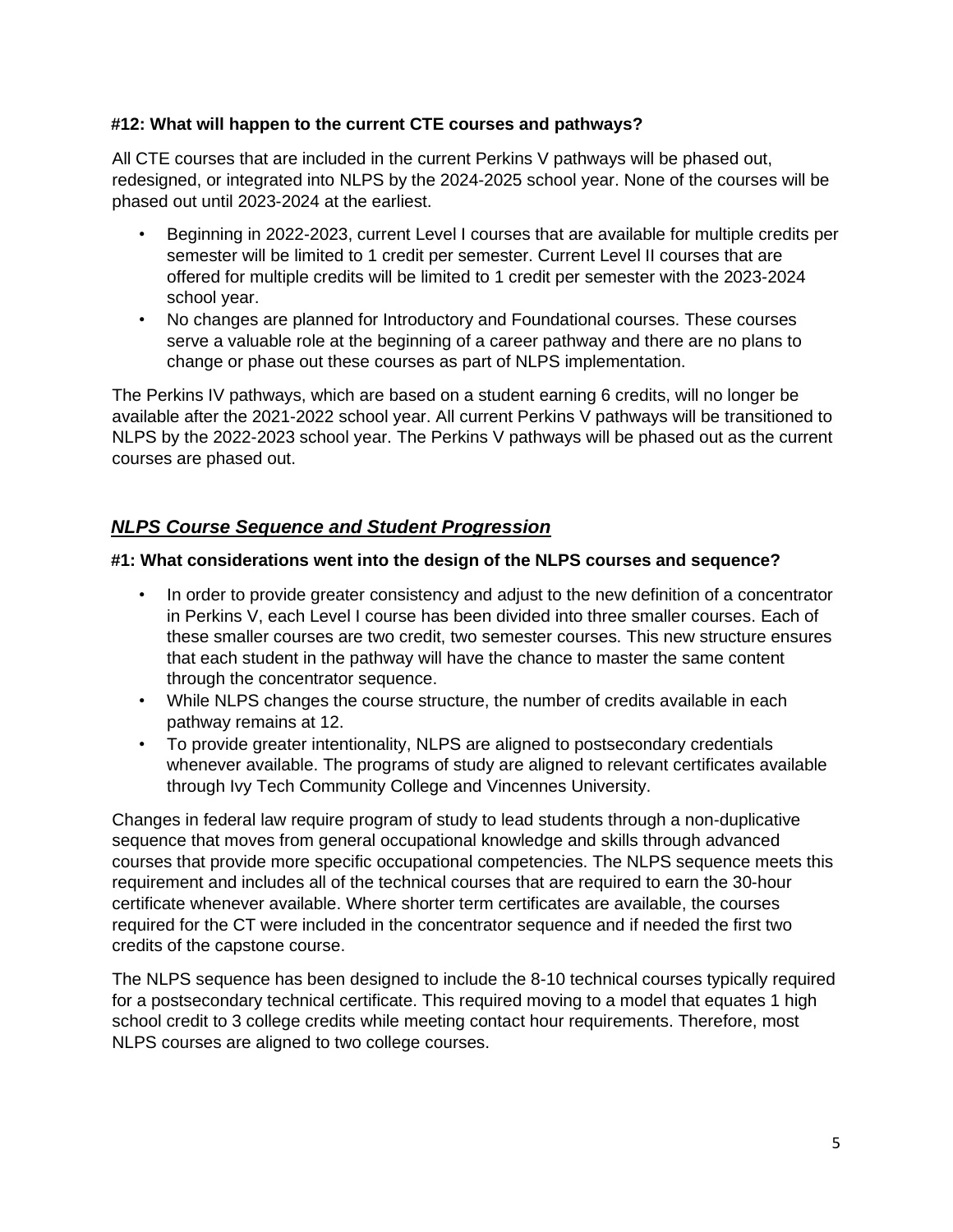**#12: What will happen to the current CTE courses and pathways?**

All CTE courses that are included in the current Perkins V pathways will be phased out, redesigned, or integrated into NLPS by the 2024-2025 school year. None of the courses will be phased out until 2023-2024 at the earliest.

- Beginning in 2022-2023, current Level I courses that are available for multiple credits per semester will be limited to 1 credit per semester. Current Level II courses that are offered for multiple credits will be limited to 1 credit per semester with the 2023-2024 school year.
- No changes are planned for Introductory and Foundational courses. These courses serve a valuable role at the beginning of a career pathway and there are no plans to change or phase out these courses as part of NLPS implementation.

The Perkins IV pathways, which are based on a student earning 6 credits, will no longer be available after the 2021-2022 school year. All current Perkins V pathways will be transitioned to NLPS by the 2022-2023 school year. The Perkins V pathways will be phased out as the current courses are phased out.

## ***NLPS Course Sequence and Student Progression***

**#1: What considerations went into the design of the NLPS courses and sequence?**

- In order to provide greater consistency and adjust to the new definition of a concentrator in Perkins V, each Level I course has been divided into three smaller courses. Each of these smaller courses are two credit, two semester courses. This new structure ensures that each student in the pathway will have the chance to master the same content through the concentrator sequence.
- While NLPS changes the course structure, the number of credits available in each pathway remains at 12.
- To provide greater intentionality, NLPS are aligned to postsecondary credentials whenever available. The programs of study are aligned to relevant certificates available through Ivy Tech Community College and Vincennes University.

Changes in federal law require program of study to lead students through a non-duplicative sequence that moves from general occupational knowledge and skills through advanced courses that provide more specific occupational competencies. The NLPS sequence meets this requirement and includes all of the technical courses that are required to earn the 30-hour certificate whenever available. Where shorter term certificates are available, the courses required for the CT were included in the concentrator sequence and if needed the first two credits of the capstone course.

The NLPS sequence has been designed to include the 8-10 technical courses typically required for a postsecondary technical certificate. This required moving to a model that equates 1 high school credit to 3 college credits while meeting contact hour requirements. Therefore, most NLPS courses are aligned to two college courses.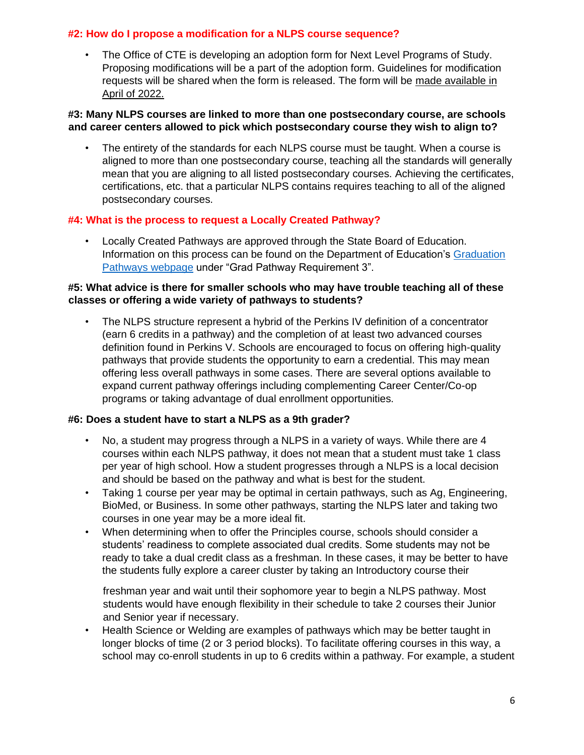#### **#2: How do I propose a modification for a NLPS course sequence?**

- The Office of CTE is developing an adoption form for Next Level Programs of Study. Proposing modifications will be a part of the adoption form. Guidelines for modification requests will be shared when the form is released. The form will be made available in April of 2022.

#### **#3: Many NLPS courses are linked to more than one postsecondary course, are schools and career centers allowed to pick which postsecondary course they wish to align to?**

- The entirety of the standards for each NLPS course must be taught. When a course is aligned to more than one postsecondary course, teaching all the standards will generally mean that you are aligning to all listed postsecondary courses. Achieving the certificates, certifications, etc. that a particular NLPS contains requires teaching to all of the aligned postsecondary courses.

#### **#4: What is the process to request a Locally Created Pathway?**

- Locally Created Pathways are approved through the State Board of Education. Information on this process can be found on the Department of Education's Graduation Pathways webpage under "Grad Pathway Requirement 3".

#### **#5: What advice is there for smaller schools who may have trouble teaching all of these classes or offering a wide variety of pathways to students?**

- The NLPS structure represent a hybrid of the Perkins IV definition of a concentrator (earn 6 credits in a pathway) and the completion of at least two advanced courses definition found in Perkins V. Schools are encouraged to focus on offering high-quality pathways that provide students the opportunity to earn a credential. This may mean offering less overall pathways in some cases. There are several options available to expand current pathway offerings including complementing Career Center/Co-op programs or taking advantage of dual enrollment opportunities.

#### **#6: Does a student have to start a NLPS as a 9th grader?**

- No, a student may progress through a NLPS in a variety of ways. While there are 4 courses within each NLPS pathway, it does not mean that a student must take 1 class per year of high school. How a student progresses through a NLPS is a local decision and should be based on the pathway and what is best for the student.
- Taking 1 course per year may be optimal in certain pathways, such as Ag, Engineering, BioMed, or Business. In some other pathways, starting the NLPS later and taking two courses in one year may be a more ideal fit.
- When determining when to offer the Principles course, schools should consider a students' readiness to complete associated dual credits. Some students may not be ready to take a dual credit class as a freshman. In these cases, it may be better to have the students fully explore a career cluster by taking an Introductory course their freshman year and wait until their sophomore year to begin a NLPS pathway. Most students would have enough flexibility in their schedule to take 2 courses their Junior and Senior year if necessary.
- Health Science or Welding are examples of pathways which may be better taught in longer blocks of time (2 or 3 period blocks). To facilitate offering courses in this way, a school may co-enroll students in up to 6 credits within a pathway. For example, a student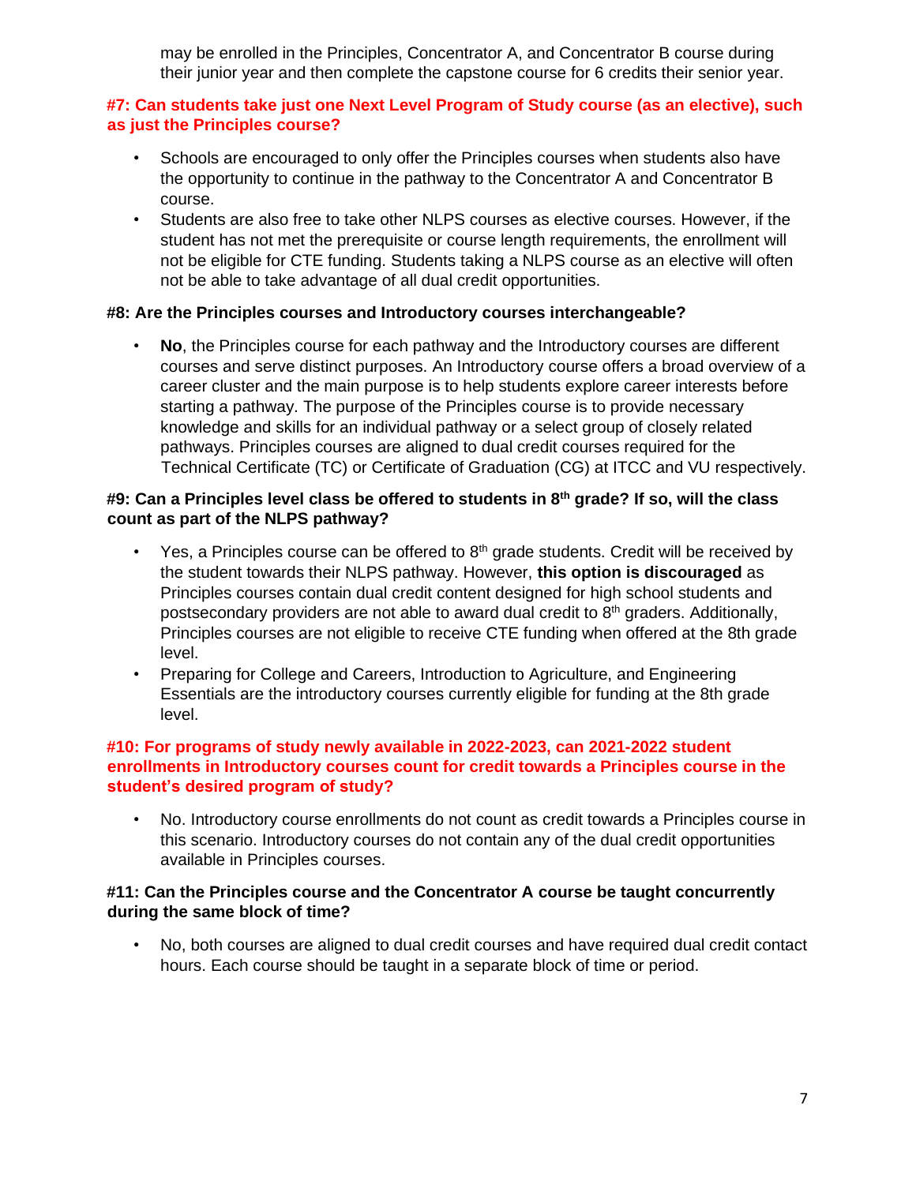may be enrolled in the Principles, Concentrator A, and Concentrator B course during their junior year and then complete the capstone course for 6 credits their senior year.

### #7: Can students take just one Next Level Program of Study course (as an elective), such as just the Principles course?

- Schools are encouraged to only offer the Principles courses when students also have the opportunity to continue in the pathway to the Concentrator A and Concentrator B course.
- Students are also free to take other NLPS courses as elective courses. However, if the student has not met the prerequisite or course length requirements, the enrollment will not be eligible for CTE funding. Students taking a NLPS course as an elective will often not be able to take advantage of all dual credit opportunities.

### #8: Are the Principles courses and Introductory courses interchangeable?

- **No**, the Principles course for each pathway and the Introductory courses are different courses and serve distinct purposes. An Introductory course offers a broad overview of a career cluster and the main purpose is to help students explore career interests before starting a pathway. The purpose of the Principles course is to provide necessary knowledge and skills for an individual pathway or a select group of closely related pathways. Principles courses are aligned to dual credit courses required for the Technical Certificate (TC) or Certificate of Graduation (CG) at ITCC and VU respectively.

### #9: Can a Principles level class be offered to students in 8th grade? If so, will the class count as part of the NLPS pathway?

- Yes, a Principles course can be offered to 8th grade students. Credit will be received by the student towards their NLPS pathway. However, **this option is discouraged** as Principles courses contain dual credit content designed for high school students and postsecondary providers are not able to award dual credit to 8th graders. Additionally, Principles courses are not eligible to receive CTE funding when offered at the 8th grade level.
- Preparing for College and Careers, Introduction to Agriculture, and Engineering Essentials are the introductory courses currently eligible for funding at the 8th grade level.

### #10: For programs of study newly available in 2022-2023, can 2021-2022 student enrollments in Introductory courses count for credit towards a Principles course in the student's desired program of study?

- No. Introductory course enrollments do not count as credit towards a Principles course in this scenario. Introductory courses do not contain any of the dual credit opportunities available in Principles courses.

### #11: Can the Principles course and the Concentrator A course be taught concurrently during the same block of time?

- No, both courses are aligned to dual credit courses and have required dual credit contact hours. Each course should be taught in a separate block of time or period.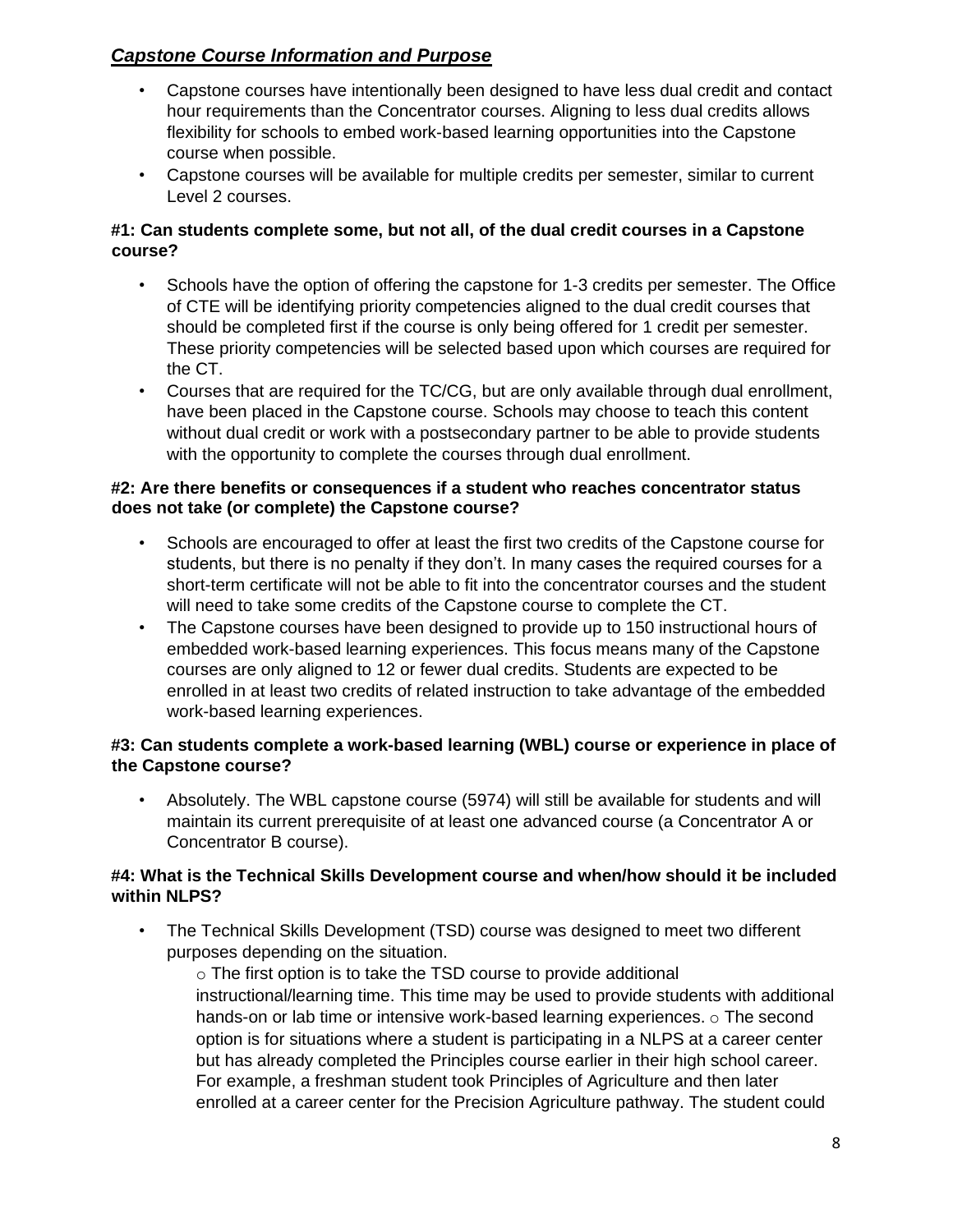## ***Capstone Course Information and Purpose***

- Capstone courses have intentionally been designed to have less dual credit and contact hour requirements than the Concentrator courses. Aligning to less dual credits allows flexibility for schools to embed work-based learning opportunities into the Capstone course when possible.
- Capstone courses will be available for multiple credits per semester, similar to current Level 2 courses.

**#1: Can students complete some, but not all, of the dual credit courses in a Capstone course?**

- Schools have the option of offering the capstone for 1-3 credits per semester. The Office of CTE will be identifying priority competencies aligned to the dual credit courses that should be completed first if the course is only being offered for 1 credit per semester. These priority competencies will be selected based upon which courses are required for the CT.
- Courses that are required for the TC/CG, but are only available through dual enrollment, have been placed in the Capstone course. Schools may choose to teach this content without dual credit or work with a postsecondary partner to be able to provide students with the opportunity to complete the courses through dual enrollment.

**#2: Are there benefits or consequences if a student who reaches concentrator status does not take (or complete) the Capstone course?**

- Schools are encouraged to offer at least the first two credits of the Capstone course for students, but there is no penalty if they don't. In many cases the required courses for a short-term certificate will not be able to fit into the concentrator courses and the student will need to take some credits of the Capstone course to complete the CT.
- The Capstone courses have been designed to provide up to 150 instructional hours of embedded work-based learning experiences. This focus means many of the Capstone courses are only aligned to 12 or fewer dual credits. Students are expected to be enrolled in at least two credits of related instruction to take advantage of the embedded work-based learning experiences.

**#3: Can students complete a work-based learning (WBL) course or experience in place of the Capstone course?**

- Absolutely. The WBL capstone course (5974) will still be available for students and will maintain its current prerequisite of at least one advanced course (a Concentrator A or Concentrator B course).

**#4: What is the Technical Skills Development course and when/how should it be included within NLPS?**

- The Technical Skills Development (TSD) course was designed to meet two different purposes depending on the situation.
  - The first option is to take the TSD course to provide additional instructional/learning time. This time may be used to provide students with additional hands-on or lab time or intensive work-based learning experiences.
  - The second option is for situations where a student is participating in a NLPS at a career center but has already completed the Principles course earlier in their high school career. For example, a freshman student took Principles of Agriculture and then later enrolled at a career center for the Precision Agriculture pathway. The student could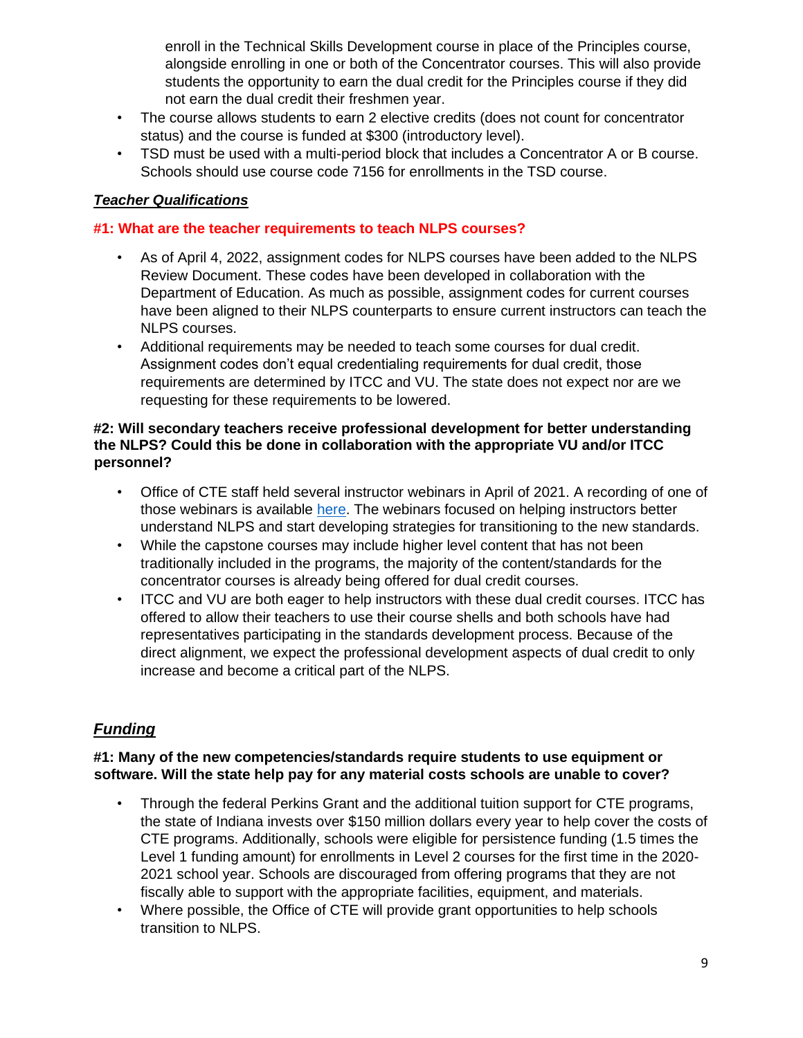enroll in the Technical Skills Development course in place of the Principles course, alongside enrolling in one or both of the Concentrator courses. This will also provide students the opportunity to earn the dual credit for the Principles course if they did not earn the dual credit their freshmen year.

- The course allows students to earn 2 elective credits (does not count for concentrator status) and the course is funded at $300 (introductory level).
- TSD must be used with a multi-period block that includes a Concentrator A or B course. Schools should use course code 7156 for enrollments in the TSD course.

## ***Teacher Qualifications***

### #1: What are the teacher requirements to teach NLPS courses?

- As of April 4, 2022, assignment codes for NLPS courses have been added to the NLPS Review Document. These codes have been developed in collaboration with the Department of Education. As much as possible, assignment codes for current courses have been aligned to their NLPS counterparts to ensure current instructors can teach the NLPS courses.
- Additional requirements may be needed to teach some courses for dual credit. Assignment codes don't equal credentialing requirements for dual credit, those requirements are determined by ITCC and VU. The state does not expect nor are we requesting for these requirements to be lowered.

### #2: Will secondary teachers receive professional development for better understanding the NLPS? Could this be done in collaboration with the appropriate VU and/or ITCC personnel?

- Office of CTE staff held several instructor webinars in April of 2021. A recording of one of those webinars is available here. The webinars focused on helping instructors better understand NLPS and start developing strategies for transitioning to the new standards.
- While the capstone courses may include higher level content that has not been traditionally included in the programs, the majority of the content/standards for the concentrator courses is already being offered for dual credit courses.
- ITCC and VU are both eager to help instructors with these dual credit courses. ITCC has offered to allow their teachers to use their course shells and both schools have had representatives participating in the standards development process. Because of the direct alignment, we expect the professional development aspects of dual credit to only increase and become a critical part of the NLPS.

## ***Funding***

### #1: Many of the new competencies/standards require students to use equipment or software. Will the state help pay for any material costs schools are unable to cover?

- Through the federal Perkins Grant and the additional tuition support for CTE programs, the state of Indiana invests over $150 million dollars every year to help cover the costs of CTE programs. Additionally, schools were eligible for persistence funding (1.5 times the Level 1 funding amount) for enrollments in Level 2 courses for the first time in the 2020-2021 school year. Schools are discouraged from offering programs that they are not fiscally able to support with the appropriate facilities, equipment, and materials.
- Where possible, the Office of CTE will provide grant opportunities to help schools transition to NLPS.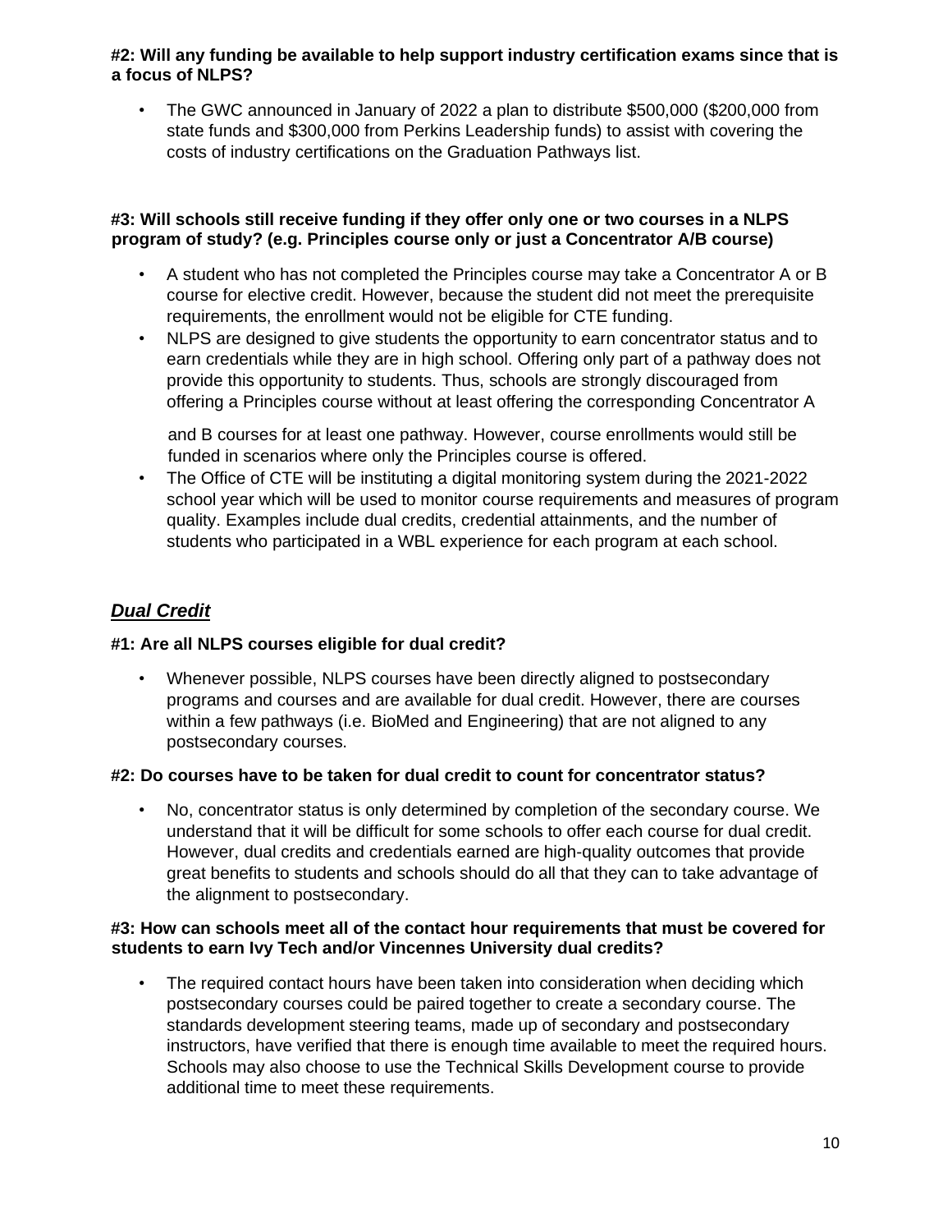**#2: Will any funding be available to help support industry certification exams since that is a focus of NLPS?**

- The GWC announced in January of 2022 a plan to distribute $500,000 ($200,000 from state funds and $300,000 from Perkins Leadership funds) to assist with covering the costs of industry certifications on the Graduation Pathways list.

**#3: Will schools still receive funding if they offer only one or two courses in a NLPS program of study? (e.g. Principles course only or just a Concentrator A/B course)**

- A student who has not completed the Principles course may take a Concentrator A or B course for elective credit. However, because the student did not meet the prerequisite requirements, the enrollment would not be eligible for CTE funding.
- NLPS are designed to give students the opportunity to earn concentrator status and to earn credentials while they are in high school. Offering only part of a pathway does not provide this opportunity to students. Thus, schools are strongly discouraged from offering a Principles course without at least offering the corresponding Concentrator A and B courses for at least one pathway. However, course enrollments would still be funded in scenarios where only the Principles course is offered.
- The Office of CTE will be instituting a digital monitoring system during the 2021-2022 school year which will be used to monitor course requirements and measures of program quality. Examples include dual credits, credential attainments, and the number of students who participated in a WBL experience for each program at each school.

## ***Dual Credit***

**#1: Are all NLPS courses eligible for dual credit?**

- Whenever possible, NLPS courses have been directly aligned to postsecondary programs and courses and are available for dual credit. However, there are courses within a few pathways (i.e. BioMed and Engineering) that are not aligned to any postsecondary courses.

**#2: Do courses have to be taken for dual credit to count for concentrator status?**

- No, concentrator status is only determined by completion of the secondary course. We understand that it will be difficult for some schools to offer each course for dual credit. However, dual credits and credentials earned are high-quality outcomes that provide great benefits to students and schools should do all that they can to take advantage of the alignment to postsecondary.

**#3: How can schools meet all of the contact hour requirements that must be covered for students to earn Ivy Tech and/or Vincennes University dual credits?**

- The required contact hours have been taken into consideration when deciding which postsecondary courses could be paired together to create a secondary course. The standards development steering teams, made up of secondary and postsecondary instructors, have verified that there is enough time available to meet the required hours. Schools may also choose to use the Technical Skills Development course to provide additional time to meet these requirements.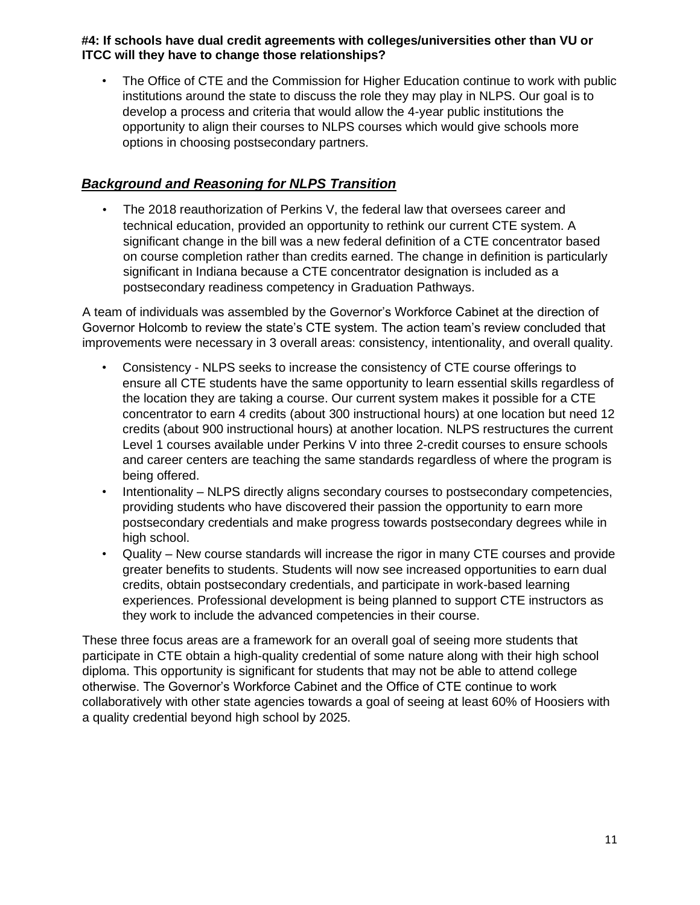**#4: If schools have dual credit agreements with colleges/universities other than VU or ITCC will they have to change those relationships?**

- The Office of CTE and the Commission for Higher Education continue to work with public institutions around the state to discuss the role they may play in NLPS. Our goal is to develop a process and criteria that would allow the 4-year public institutions the opportunity to align their courses to NLPS courses which would give schools more options in choosing postsecondary partners.

## ***Background and Reasoning for NLPS Transition***

- The 2018 reauthorization of Perkins V, the federal law that oversees career and technical education, provided an opportunity to rethink our current CTE system. A significant change in the bill was a new federal definition of a CTE concentrator based on course completion rather than credits earned. The change in definition is particularly significant in Indiana because a CTE concentrator designation is included as a postsecondary readiness competency in Graduation Pathways.

A team of individuals was assembled by the Governor's Workforce Cabinet at the direction of Governor Holcomb to review the state's CTE system. The action team's review concluded that improvements were necessary in 3 overall areas: consistency, intentionality, and overall quality.

- Consistency - NLPS seeks to increase the consistency of CTE course offerings to ensure all CTE students have the same opportunity to learn essential skills regardless of the location they are taking a course. Our current system makes it possible for a CTE concentrator to earn 4 credits (about 300 instructional hours) at one location but need 12 credits (about 900 instructional hours) at another location. NLPS restructures the current Level 1 courses available under Perkins V into three 2-credit courses to ensure schools and career centers are teaching the same standards regardless of where the program is being offered.
- Intentionality – NLPS directly aligns secondary courses to postsecondary competencies, providing students who have discovered their passion the opportunity to earn more postsecondary credentials and make progress towards postsecondary degrees while in high school.
- Quality – New course standards will increase the rigor in many CTE courses and provide greater benefits to students. Students will now see increased opportunities to earn dual credits, obtain postsecondary credentials, and participate in work-based learning experiences. Professional development is being planned to support CTE instructors as they work to include the advanced competencies in their course.

These three focus areas are a framework for an overall goal of seeing more students that participate in CTE obtain a high-quality credential of some nature along with their high school diploma. This opportunity is significant for students that may not be able to attend college otherwise. The Governor's Workforce Cabinet and the Office of CTE continue to work collaboratively with other state agencies towards a goal of seeing at least 60% of Hoosiers with a quality credential beyond high school by 2025.